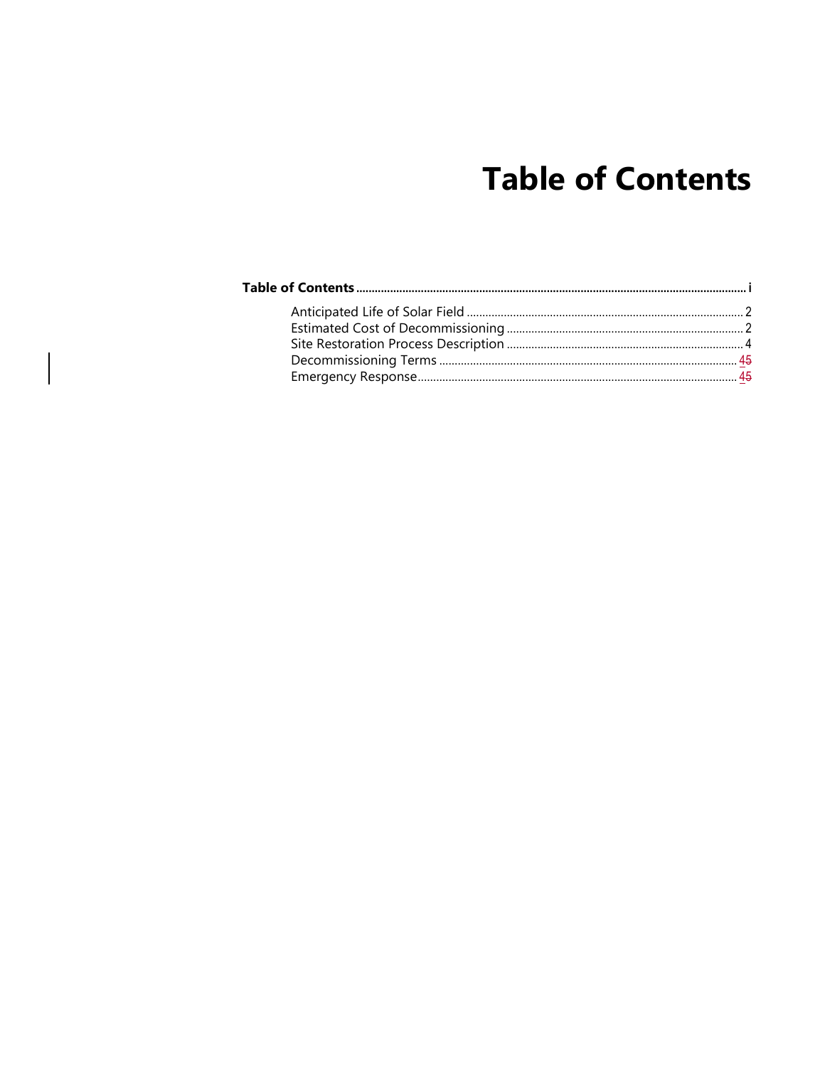# Table of Contents

**Table of Contents** ............................................................................................................................ **i**

- Anticipated Life of Solar Field ........................................................................................ 2
- Estimated Cost of Decommissioning ............................................................................ 2
- Site Restoration Process Description ............................................................................ 4
- Decommissioning Terms ................................................................................................ 45
- Emergency Response....................................................................................................... 45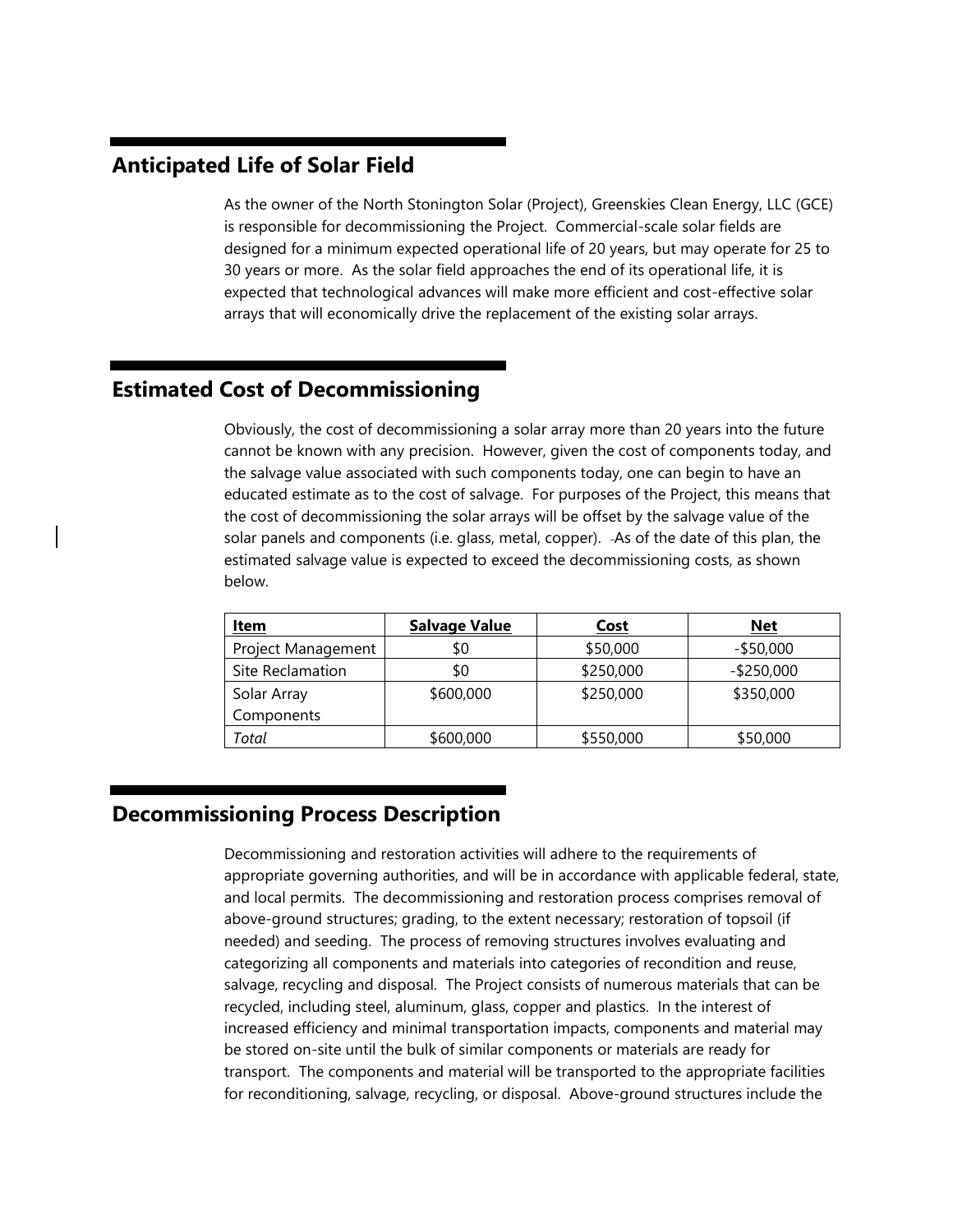## Anticipated Life of Solar Field

As the owner of the North Stonington Solar (Project), Greenskies Clean Energy, LLC (GCE) is responsible for decommissioning the Project. Commercial-scale solar fields are designed for a minimum expected operational life of 20 years, but may operate for 25 to 30 years or more. As the solar field approaches the end of its operational life, it is expected that technological advances will make more efficient and cost-effective solar arrays that will economically drive the replacement of the existing solar arrays.

## Estimated Cost of Decommissioning

Obviously, the cost of decommissioning a solar array more than 20 years into the future cannot be known with any precision. However, given the cost of components today, and the salvage value associated with such components today, one can begin to have an educated estimate as to the cost of salvage. For purposes of the Project, this means that the cost of decommissioning the solar arrays will be offset by the salvage value of the solar panels and components (i.e. glass, metal, copper). As of the date of this plan, the estimated salvage value is expected to exceed the decommissioning costs, as shown below.

| Item | Salvage Value | Cost | Net |
|---|---|---|---|
| Project Management | $0 | $50,000 | -$50,000 |
| Site Reclamation | $0 | $250,000 | -$250,000 |
| Solar Array Components | $600,000 | $250,000 | $350,000 |
| *Total* | $600,000 | $550,000 | $50,000 |

## Decommissioning Process Description

Decommissioning and restoration activities will adhere to the requirements of appropriate governing authorities, and will be in accordance with applicable federal, state, and local permits. The decommissioning and restoration process comprises removal of above-ground structures; grading, to the extent necessary; restoration of topsoil (if needed) and seeding. The process of removing structures involves evaluating and categorizing all components and materials into categories of recondition and reuse, salvage, recycling and disposal. The Project consists of numerous materials that can be recycled, including steel, aluminum, glass, copper and plastics. In the interest of increased efficiency and minimal transportation impacts, components and material may be stored on-site until the bulk of similar components or materials are ready for transport. The components and material will be transported to the appropriate facilities for reconditioning, salvage, recycling, or disposal. Above-ground structures include the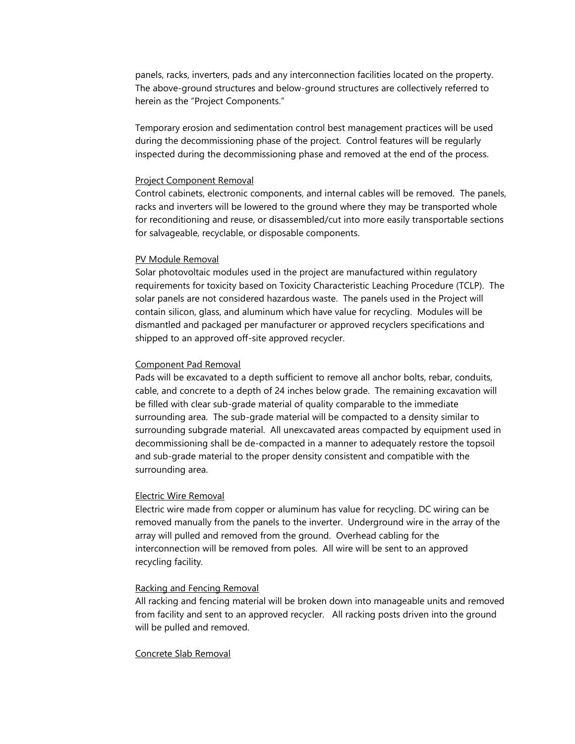panels, racks, inverters, pads and any interconnection facilities located on the property. The above-ground structures and below-ground structures are collectively referred to herein as the "Project Components."

Temporary erosion and sedimentation control best management practices will be used during the decommissioning phase of the project. Control features will be regularly inspected during the decommissioning phase and removed at the end of the process.

<u>Project Component Removal</u>

Control cabinets, electronic components, and internal cables will be removed. The panels, racks and inverters will be lowered to the ground where they may be transported whole for reconditioning and reuse, or disassembled/cut into more easily transportable sections for salvageable, recyclable, or disposable components.

<u>PV Module Removal</u>

Solar photovoltaic modules used in the project are manufactured within regulatory requirements for toxicity based on Toxicity Characteristic Leaching Procedure (TCLP). The solar panels are not considered hazardous waste. The panels used in the Project will contain silicon, glass, and aluminum which have value for recycling. Modules will be dismantled and packaged per manufacturer or approved recyclers specifications and shipped to an approved off-site approved recycler.

<u>Component Pad Removal</u>

Pads will be excavated to a depth sufficient to remove all anchor bolts, rebar, conduits, cable, and concrete to a depth of 24 inches below grade. The remaining excavation will be filled with clear sub-grade material of quality comparable to the immediate surrounding area. The sub-grade material will be compacted to a density similar to surrounding subgrade material. All unexcavated areas compacted by equipment used in decommissioning shall be de-compacted in a manner to adequately restore the topsoil and sub-grade material to the proper density consistent and compatible with the surrounding area.

<u>Electric Wire Removal</u>

Electric wire made from copper or aluminum has value for recycling. DC wiring can be removed manually from the panels to the inverter. Underground wire in the array of the array will pulled and removed from the ground. Overhead cabling for the interconnection will be removed from poles. All wire will be sent to an approved recycling facility.

<u>Racking and Fencing Removal</u>

All racking and fencing material will be broken down into manageable units and removed from facility and sent to an approved recycler. All racking posts driven into the ground will be pulled and removed.

<u>Concrete Slab Removal</u>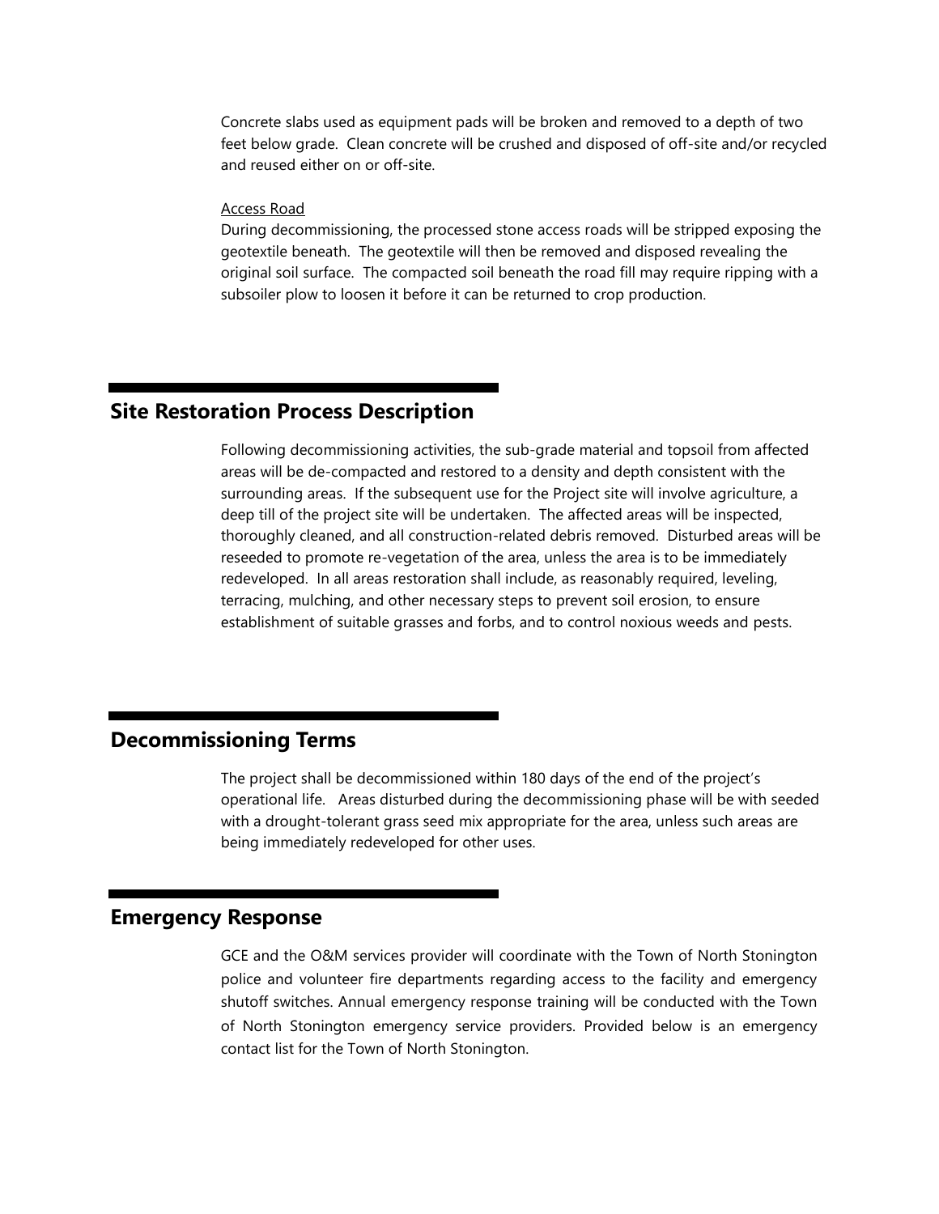Concrete slabs used as equipment pads will be broken and removed to a depth of two feet below grade. Clean concrete will be crushed and disposed of off-site and/or recycled and reused either on or off-site.

Access Road

During decommissioning, the processed stone access roads will be stripped exposing the geotextile beneath. The geotextile will then be removed and disposed revealing the original soil surface. The compacted soil beneath the road fill may require ripping with a subsoiler plow to loosen it before it can be returned to crop production.

## Site Restoration Process Description

Following decommissioning activities, the sub-grade material and topsoil from affected areas will be de-compacted and restored to a density and depth consistent with the surrounding areas. If the subsequent use for the Project site will involve agriculture, a deep till of the project site will be undertaken. The affected areas will be inspected, thoroughly cleaned, and all construction-related debris removed. Disturbed areas will be reseeded to promote re-vegetation of the area, unless the area is to be immediately redeveloped. In all areas restoration shall include, as reasonably required, leveling, terracing, mulching, and other necessary steps to prevent soil erosion, to ensure establishment of suitable grasses and forbs, and to control noxious weeds and pests.

## Decommissioning Terms

The project shall be decommissioned within 180 days of the end of the project's operational life. Areas disturbed during the decommissioning phase will be with seeded with a drought-tolerant grass seed mix appropriate for the area, unless such areas are being immediately redeveloped for other uses.

## Emergency Response

GCE and the O&M services provider will coordinate with the Town of North Stonington police and volunteer fire departments regarding access to the facility and emergency shutoff switches. Annual emergency response training will be conducted with the Town of North Stonington emergency service providers. Provided below is an emergency contact list for the Town of North Stonington.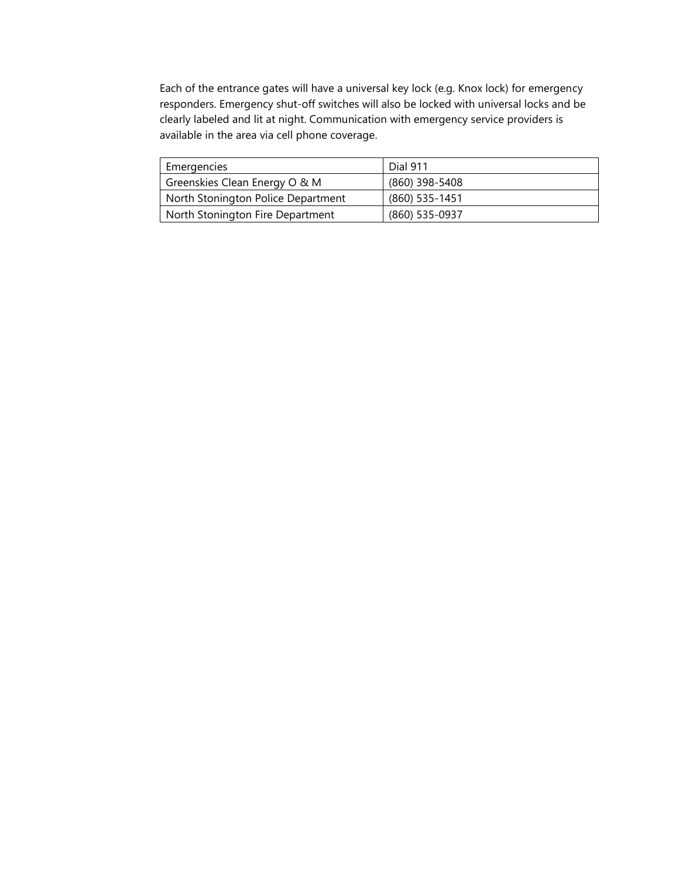Each of the entrance gates will have a universal key lock (e.g. Knox lock) for emergency responders. Emergency shut-off switches will also be locked with universal locks and be clearly labeled and lit at night. Communication with emergency service providers is available in the area via cell phone coverage.

| | |
|---|---|
| Emergencies | Dial 911 |
| Greenskies Clean Energy O & M | (860) 398-5408 |
| North Stonington Police Department | (860) 535-1451 |
| North Stonington Fire Department | (860) 535-0937 |